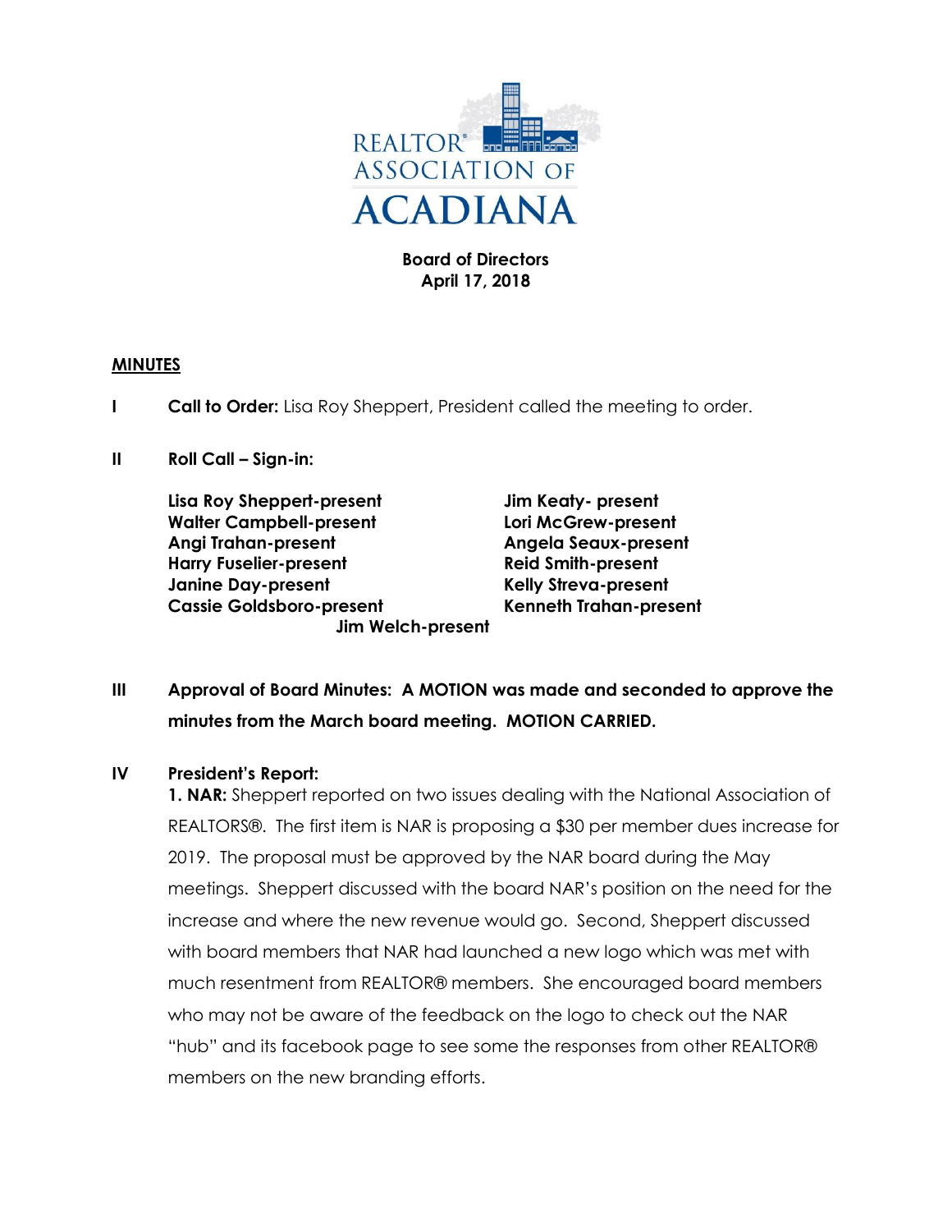REALTOR® ASSOCIATION OF ACADIANA

**Board of Directors**
**April 17, 2018**

**MINUTES**

**I** **Call to Order:** Lisa Roy Sheppert, President called the meeting to order.

**II** **Roll Call – Sign-in:**

**Lisa Roy Sheppert-present**
**Walter Campbell-present**
**Angi Trahan-present**
**Harry Fuselier-present**
**Janine Day-present**
**Cassie Goldsboro-present**
**Jim Keaty- present**
**Lori McGrew-present**
**Angela Seaux-present**
**Reid Smith-present**
**Kelly Streva-present**
**Kenneth Trahan-present**
**Jim Welch-present**

**III** **Approval of Board Minutes: A MOTION was made and seconded to approve the minutes from the March board meeting. MOTION CARRIED.**

**IV** **President's Report:**

**1. NAR:** Sheppert reported on two issues dealing with the National Association of REALTORS®. The first item is NAR is proposing a $30 per member dues increase for 2019. The proposal must be approved by the NAR board during the May meetings. Sheppert discussed with the board NAR's position on the need for the increase and where the new revenue would go. Second, Sheppert discussed with board members that NAR had launched a new logo which was met with much resentment from REALTOR® members. She encouraged board members who may not be aware of the feedback on the logo to check out the NAR "hub" and its facebook page to see some the responses from other REALTOR® members on the new branding efforts.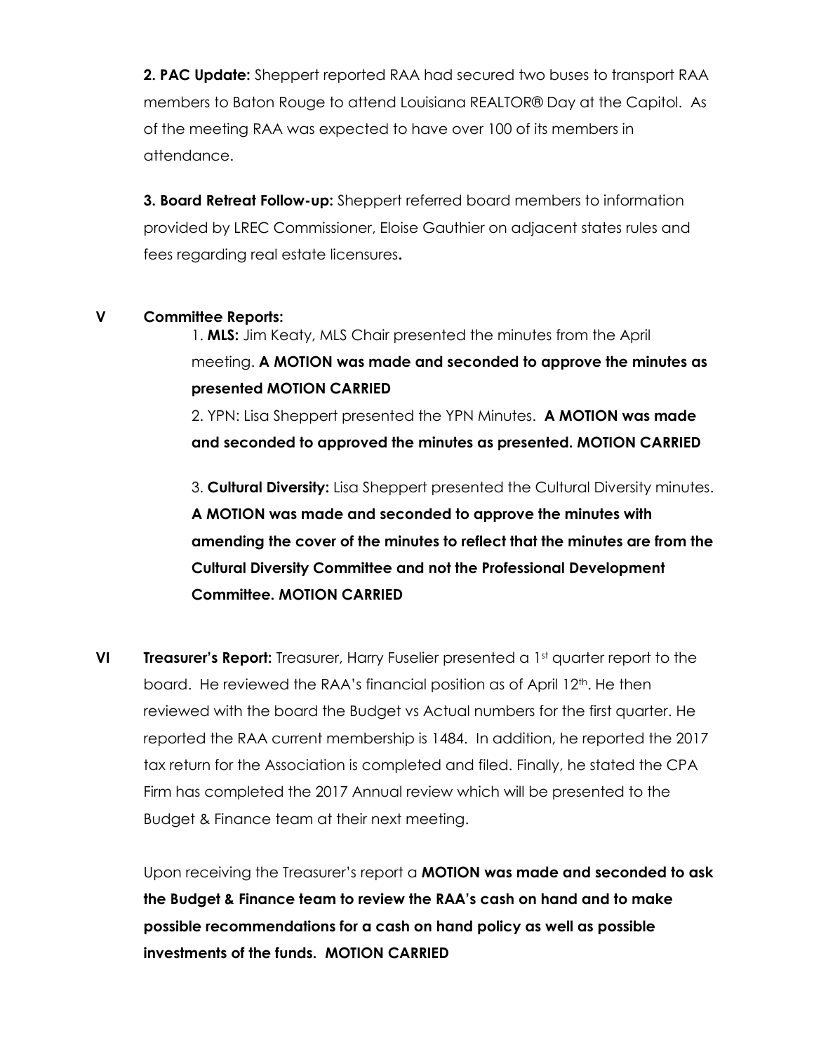**2. PAC Update:** Sheppert reported RAA had secured two buses to transport RAA members to Baton Rouge to attend Louisiana REALTOR® Day at the Capitol. As of the meeting RAA was expected to have over 100 of its members in attendance.

**3. Board Retreat Follow-up:** Sheppert referred board members to information provided by LREC Commissioner, Eloise Gauthier on adjacent states rules and fees regarding real estate licensures**.**

**V Committee Reports:**

1. **MLS:** Jim Keaty, MLS Chair presented the minutes from the April meeting. **A MOTION was made and seconded to approve the minutes as presented MOTION CARRIED**

2. YPN: Lisa Sheppert presented the YPN Minutes. **A MOTION was made and seconded to approved the minutes as presented. MOTION CARRIED**

3. **Cultural Diversity:** Lisa Sheppert presented the Cultural Diversity minutes. **A MOTION was made and seconded to approve the minutes with amending the cover of the minutes to reflect that the minutes are from the Cultural Diversity Committee and not the Professional Development Committee. MOTION CARRIED**

**VI Treasurer's Report:** Treasurer, Harry Fuselier presented a 1st quarter report to the board. He reviewed the RAA's financial position as of April 12th. He then reviewed with the board the Budget vs Actual numbers for the first quarter. He reported the RAA current membership is 1484. In addition, he reported the 2017 tax return for the Association is completed and filed. Finally, he stated the CPA Firm has completed the 2017 Annual review which will be presented to the Budget & Finance team at their next meeting.

Upon receiving the Treasurer's report a **MOTION was made and seconded to ask the Budget & Finance team to review the RAA's cash on hand and to make possible recommendations for a cash on hand policy as well as possible investments of the funds. MOTION CARRIED**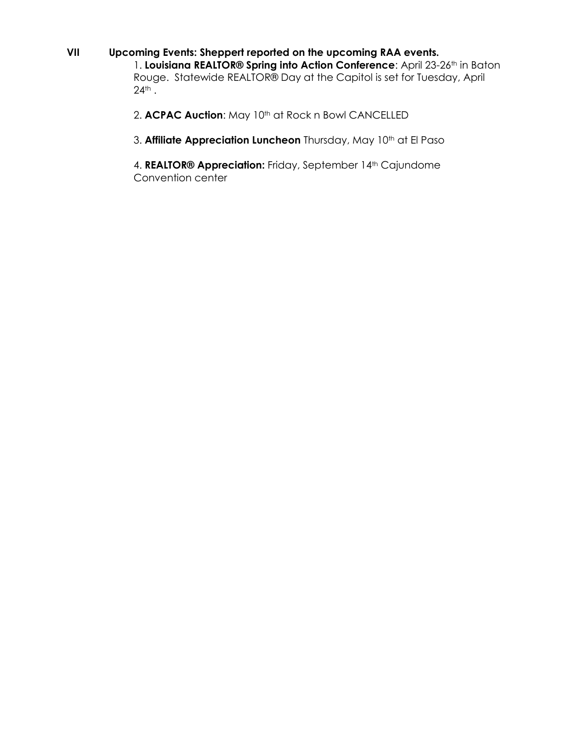**VII Upcoming Events: Sheppert reported on the upcoming RAA events.**

1. **Louisiana REALTOR® Spring into Action Conference**: April 23-26th in Baton Rouge. Statewide REALTOR® Day at the Capitol is set for Tuesday, April 24th .

2. **ACPAC Auction**: May 10th at Rock n Bowl CANCELLED

3. **Affiliate Appreciation Luncheon** Thursday, May 10th at El Paso

4. **REALTOR® Appreciation:** Friday, September 14th Cajundome Convention center